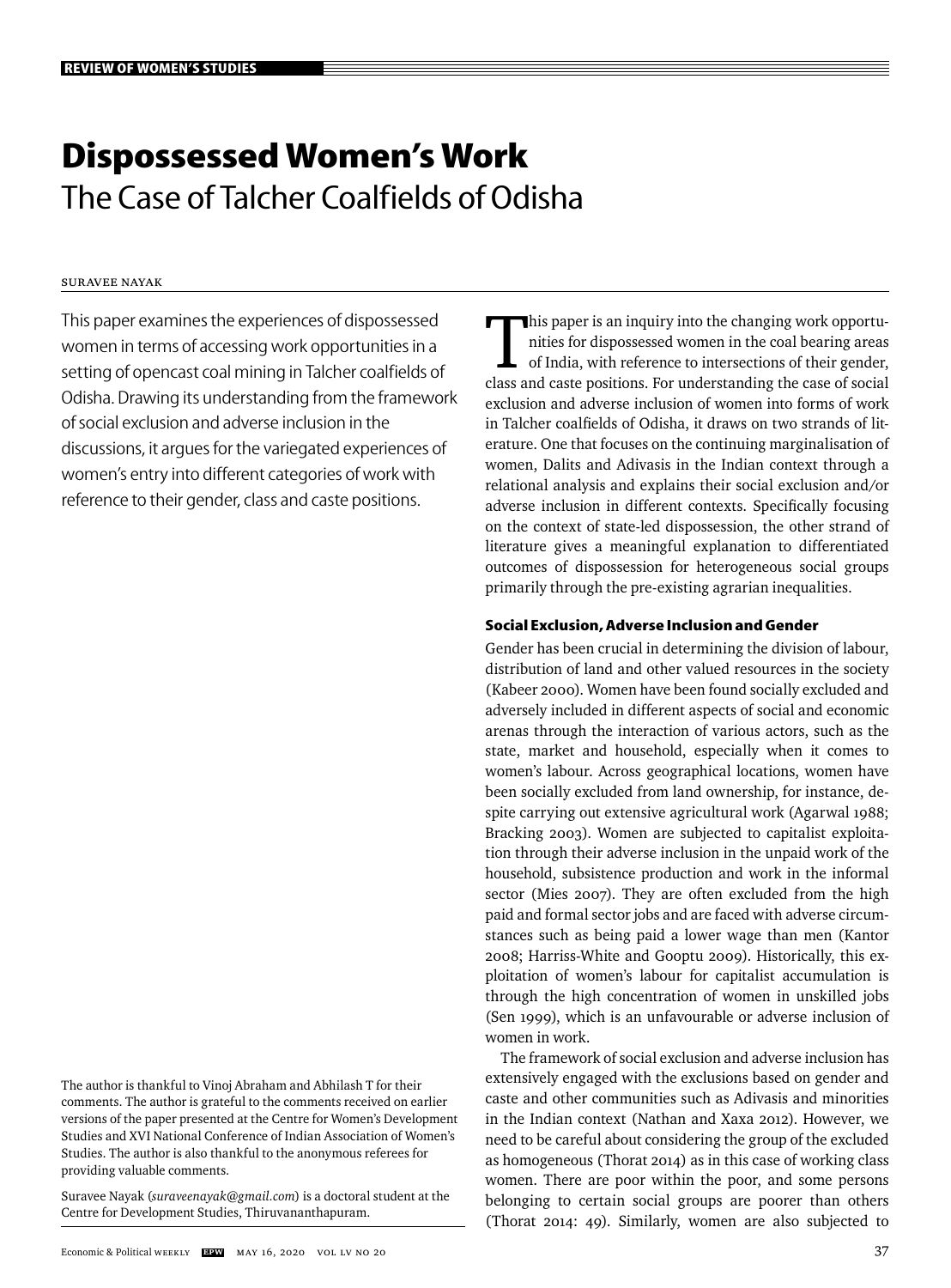# Dispossessed Women's Work
## The Case of Talcher Coalfields of Odisha

Suravee Nayak

This paper examines the experiences of dispossessed women in terms of accessing work opportunities in a setting of opencast coal mining in Talcher coalfields of Odisha. Drawing its understanding from the framework of social exclusion and adverse inclusion in the discussions, it argues for the variegated experiences of women's entry into different categories of work with reference to their gender, class and caste positions.

The author is thankful to Vinoj Abraham and Abhilash T for their comments. The author is grateful to the comments received on earlier versions of the paper presented at the Centre for Women's Development Studies and XVI National Conference of Indian Association of Women's Studies. The author is also thankful to the anonymous referees for providing valuable comments.

Suravee Nayak (*suraveenayak@gmail.com*) is a doctoral student at the Centre for Development Studies, Thiruvananthapuram.

This paper is an inquiry into the changing work opportunities for dispossessed women in the coal bearing areas of India, with reference to intersections of their gender, class and caste positions. For understanding the case of social exclusion and adverse inclusion of women into forms of work in Talcher coalfields of Odisha, it draws on two strands of literature. One that focuses on the continuing marginalisation of women, Dalits and Adivasis in the Indian context through a relational analysis and explains their social exclusion and/or adverse inclusion in different contexts. Specifically focusing on the context of state-led dispossession, the other strand of literature gives a meaningful explanation to differentiated outcomes of dispossession for heterogeneous social groups primarily through the pre-existing agrarian inequalities.

### Social Exclusion, Adverse Inclusion and Gender

Gender has been crucial in determining the division of labour, distribution of land and other valued resources in the society (Kabeer 2000). Women have been found socially excluded and adversely included in different aspects of social and economic arenas through the interaction of various actors, such as the state, market and household, especially when it comes to women's labour. Across geographical locations, women have been socially excluded from land ownership, for instance, despite carrying out extensive agricultural work (Agarwal 1988; Bracking 2003). Women are subjected to capitalist exploitation through their adverse inclusion in the unpaid work of the household, subsistence production and work in the informal sector (Mies 2007). They are often excluded from the high paid and formal sector jobs and are faced with adverse circumstances such as being paid a lower wage than men (Kantor 2008; Harriss-White and Gooptu 2009). Historically, this exploitation of women's labour for capitalist accumulation is through the high concentration of women in unskilled jobs (Sen 1999), which is an unfavourable or adverse inclusion of women in work.

The framework of social exclusion and adverse inclusion has extensively engaged with the exclusions based on gender and caste and other communities such as Adivasis and minorities in the Indian context (Nathan and Xaxa 2012). However, we need to be careful about considering the group of the excluded as homogeneous (Thorat 2014) as in this case of working class women. There are poor within the poor, and some persons belonging to certain social groups are poorer than others (Thorat 2014: 49). Similarly, women are also subjected to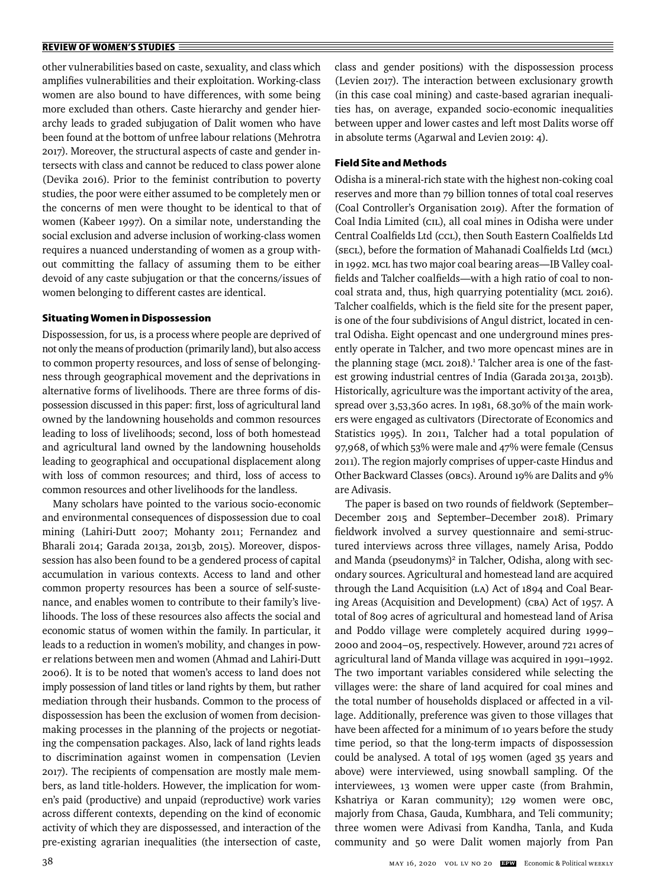other vulnerabilities based on caste, sexuality, and class which amplifies vulnerabilities and their exploitation. Working-class women are also bound to have differences, with some being more excluded than others. Caste hierarchy and gender hierarchy leads to graded subjugation of Dalit women who have been found at the bottom of unfree labour relations (Mehrotra 2017). Moreover, the structural aspects of caste and gender intersects with class and cannot be reduced to class power alone (Devika 2016). Prior to the feminist contribution to poverty studies, the poor were either assumed to be completely men or the concerns of men were thought to be identical to that of women (Kabeer 1997). On a similar note, understanding the social exclusion and adverse inclusion of working-class women requires a nuanced understanding of women as a group without committing the fallacy of assuming them to be either devoid of any caste subjugation or that the concerns/issues of women belonging to different castes are identical.

### Situating Women in Dispossession

Dispossession, for us, is a process where people are deprived of not only the means of production (primarily land), but also access to common property resources, and loss of sense of belongingness through geographical movement and the deprivations in alternative forms of livelihoods. There are three forms of dispossession discussed in this paper: first, loss of agricultural land owned by the landowning households and common resources leading to loss of livelihoods; second, loss of both homestead and agricultural land owned by the landowning households leading to geographical and occupational displacement along with loss of common resources; and third, loss of access to common resources and other livelihoods for the landless.

Many scholars have pointed to the various socio-economic and environmental consequences of dispossession due to coal mining (Lahiri-Dutt 2007; Mohanty 2011; Fernandez and Bharali 2014; Garada 2013a, 2013b, 2015). Moreover, dispossession has also been found to be a gendered process of capital accumulation in various contexts. Access to land and other common property resources has been a source of self-sustenance, and enables women to contribute to their family's livelihoods. The loss of these resources also affects the social and economic status of women within the family. In particular, it leads to a reduction in women's mobility, and changes in power relations between men and women (Ahmad and Lahiri-Dutt 2006). It is to be noted that women's access to land does not imply possession of land titles or land rights by them, but rather mediation through their husbands. Common to the process of dispossession has been the exclusion of women from decision-making processes in the planning of the projects or negotiating the compensation packages. Also, lack of land rights leads to discrimination against women in compensation (Levien 2017). The recipients of compensation are mostly male members, as land title-holders. However, the implication for women's paid (productive) and unpaid (reproductive) work varies across different contexts, depending on the kind of economic activity of which they are dispossessed, and interaction of the pre-existing agrarian inequalities (the intersection of caste, class and gender positions) with the dispossession process (Levien 2017). The interaction between exclusionary growth (in this case coal mining) and caste-based agrarian inequalities has, on average, expanded socio-economic inequalities between upper and lower castes and left most Dalits worse off in absolute terms (Agarwal and Levien 2019: 4).

### Field Site and Methods

Odisha is a mineral-rich state with the highest non-coking coal reserves and more than 79 billion tonnes of total coal reserves (Coal Controller's Organisation 2019). After the formation of Coal India Limited (CIL), all coal mines in Odisha were under Central Coalfields Ltd (CCL), then South Eastern Coalfields Ltd (SECL), before the formation of Mahanadi Coalfields Ltd (MCL) in 1992. MCL has two major coal bearing areas—IB Valley coalfields and Talcher coalfields—with a high ratio of coal to non-coal strata and, thus, high quarrying potentiality (MCL 2016). Talcher coalfields, which is the field site for the present paper, is one of the four subdivisions of Angul district, located in central Odisha. Eight opencast and one underground mines presently operate in Talcher, and two more opencast mines are in the planning stage (MCL 2018).[1] Talcher area is one of the fastest growing industrial centres of India (Garada 2013a, 2013b). Historically, agriculture was the important activity of the area, spread over 3,53,360 acres. In 1981, 68.30% of the main workers were engaged as cultivators (Directorate of Economics and Statistics 1995). In 2011, Talcher had a total population of 97,968, of which 53% were male and 47% were female (Census 2011). The region majorly comprises of upper-caste Hindus and Other Backward Classes (OBCs). Around 19% are Dalits and 9% are Adivasis.

The paper is based on two rounds of fieldwork (September–December 2015 and September–December 2018). Primary fieldwork involved a survey questionnaire and semi-structured interviews across three villages, namely Arisa, Poddo and Manda (pseudonyms)[2] in Talcher, Odisha, along with secondary sources. Agricultural and homestead land are acquired through the Land Acquisition (LA) Act of 1894 and Coal Bearing Areas (Acquisition and Development) (CBA) Act of 1957. A total of 809 acres of agricultural and homestead land of Arisa and Poddo village were completely acquired during 1999–2000 and 2004–05, respectively. However, around 721 acres of agricultural land of Manda village was acquired in 1991–1992. The two important variables considered while selecting the villages were: the share of land acquired for coal mines and the total number of households displaced or affected in a village. Additionally, preference was given to those villages that have been affected for a minimum of 10 years before the study time period, so that the long-term impacts of dispossession could be analysed. A total of 195 women (aged 35 years and above) were interviewed, using snowball sampling. Of the interviewees, 13 women were upper caste (from Brahmin, Kshatriya or Karan community); 129 women were OBC, majorly from Chasa, Gauda, Kumbhara, and Teli community; three women were Adivasi from Kandha, Tanla, and Kuda community and 50 were Dalit women majorly from Pan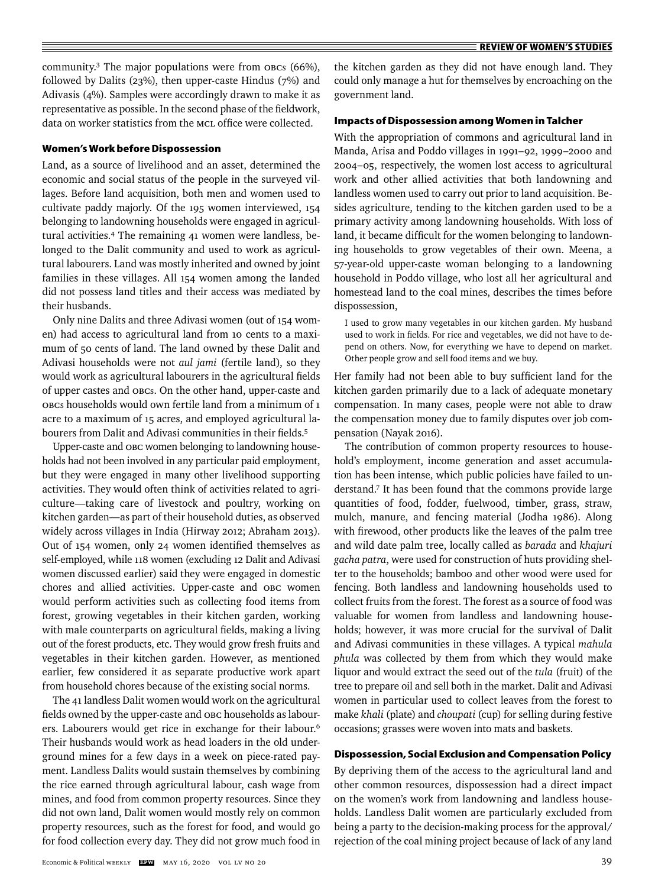community.[3] The major populations were from OBCs (66%), followed by Dalits (23%), then upper-caste Hindus (7%) and Adivasis (4%). Samples were accordingly drawn to make it as representative as possible. In the second phase of the fieldwork, data on worker statistics from the MCL office were collected.

## Women's Work before Dispossession

Land, as a source of livelihood and an asset, determined the economic and social status of the people in the surveyed villages. Before land acquisition, both men and women used to cultivate paddy majorly. Of the 195 women interviewed, 154 belonging to landowning households were engaged in agricultural activities.[4] The remaining 41 women were landless, belonged to the Dalit community and used to work as agricultural labourers. Land was mostly inherited and owned by joint families in these villages. All 154 women among the landed did not possess land titles and their access was mediated by their husbands.

Only nine Dalits and three Adivasi women (out of 154 women) had access to agricultural land from 10 cents to a maximum of 50 cents of land. The land owned by these Dalit and Adivasi households were not *aul jami* (fertile land), so they would work as agricultural labourers in the agricultural fields of upper castes and OBCs. On the other hand, upper-caste and OBCs households would own fertile land from a minimum of 1 acre to a maximum of 15 acres, and employed agricultural labourers from Dalit and Adivasi communities in their fields.[5]

Upper-caste and OBC women belonging to landowning households had not been involved in any particular paid employment, but they were engaged in many other livelihood supporting activities. They would often think of activities related to agriculture—taking care of livestock and poultry, working on kitchen garden—as part of their household duties, as observed widely across villages in India (Hirway 2012; Abraham 2013). Out of 154 women, only 24 women identified themselves as self-employed, while 118 women (excluding 12 Dalit and Adivasi women discussed earlier) said they were engaged in domestic chores and allied activities. Upper-caste and OBC women would perform activities such as collecting food items from forest, growing vegetables in their kitchen garden, working with male counterparts on agricultural fields, making a living out of the forest products, etc. They would grow fresh fruits and vegetables in their kitchen garden. However, as mentioned earlier, few considered it as separate productive work apart from household chores because of the existing social norms.

The 41 landless Dalit women would work on the agricultural fields owned by the upper-caste and OBC households as labourers. Labourers would get rice in exchange for their labour.[6] Their husbands would work as head loaders in the old underground mines for a few days in a week on piece-rated payment. Landless Dalits would sustain themselves by combining the rice earned through agricultural labour, cash wage from mines, and food from common property resources. Since they did not own land, Dalit women would mostly rely on common property resources, such as the forest for food, and would go for food collection every day. They did not grow much food in the kitchen garden as they did not have enough land. They could only manage a hut for themselves by encroaching on the government land.

## Impacts of Dispossession among Women in Talcher

With the appropriation of commons and agricultural land in Manda, Arisa and Poddo villages in 1991–92, 1999–2000 and 2004–05, respectively, the women lost access to agricultural work and other allied activities that both landowning and landless women used to carry out prior to land acquisition. Besides agriculture, tending to the kitchen garden used to be a primary activity among landowning households. With loss of land, it became difficult for the women belonging to landowning households to grow vegetables of their own. Meena, a 57-year-old upper-caste woman belonging to a landowning household in Poddo village, who lost all her agricultural and homestead land to the coal mines, describes the times before dispossession,

> I used to grow many vegetables in our kitchen garden. My husband used to work in fields. For rice and vegetables, we did not have to depend on others. Now, for everything we have to depend on market. Other people grow and sell food items and we buy.

Her family had not been able to buy sufficient land for the kitchen garden primarily due to a lack of adequate monetary compensation. In many cases, people were not able to draw the compensation money due to family disputes over job compensation (Nayak 2016).

The contribution of common property resources to household's employment, income generation and asset accumulation has been intense, which public policies have failed to understand.[7] It has been found that the commons provide large quantities of food, fodder, fuelwood, timber, grass, straw, mulch, manure, and fencing material (Jodha 1986). Along with firewood, other products like the leaves of the palm tree and wild date palm tree, locally called as *barada* and *khajuri gacha patra*, were used for construction of huts providing shelter to the households; bamboo and other wood were used for fencing. Both landless and landowning households used to collect fruits from the forest. The forest as a source of food was valuable for women from landless and landowning households; however, it was more crucial for the survival of Dalit and Adivasi communities in these villages. A typical *mahula phula* was collected by them from which they would make liquor and would extract the seed out of the *tula* (fruit) of the tree to prepare oil and sell both in the market. Dalit and Adivasi women in particular used to collect leaves from the forest to make *khali* (plate) and *choupati* (cup) for selling during festive occasions; grasses were woven into mats and baskets.

## Dispossession, Social Exclusion and Compensation Policy

By depriving them of the access to the agricultural land and other common resources, dispossession had a direct impact on the women's work from landowning and landless households. Landless Dalit women are particularly excluded from being a party to the decision-making process for the approval/rejection of the coal mining project because of lack of any land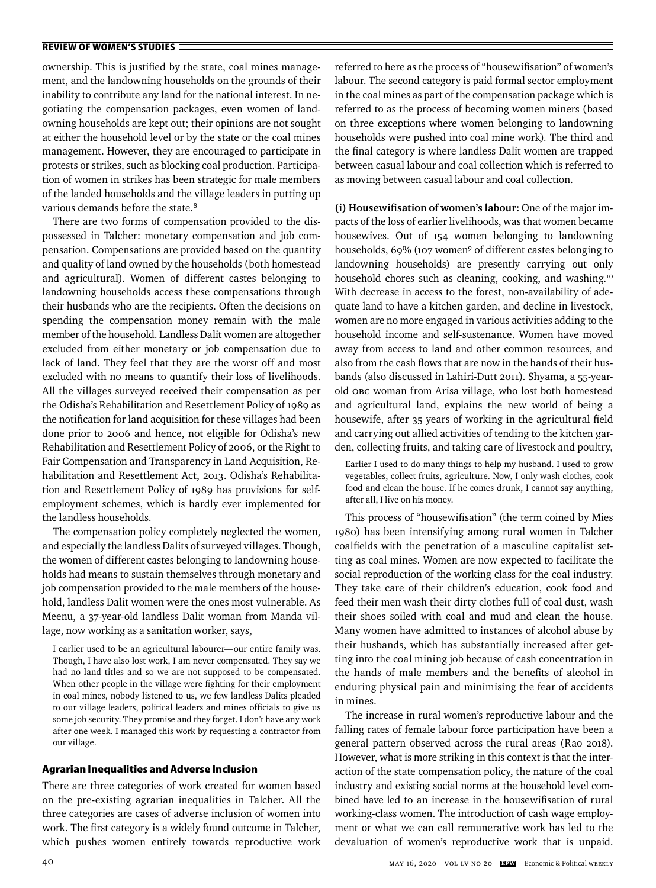ownership. This is justified by the state, coal mines management, and the landowning households on the grounds of their inability to contribute any land for the national interest. In negotiating the compensation packages, even women of landowning households are kept out; their opinions are not sought at either the household level or by the state or the coal mines management. However, they are encouraged to participate in protests or strikes, such as blocking coal production. Participation of women in strikes has been strategic for male members of the landed households and the village leaders in putting up various demands before the state.[8]

There are two forms of compensation provided to the dispossessed in Talcher: monetary compensation and job compensation. Compensations are provided based on the quantity and quality of land owned by the households (both homestead and agricultural). Women of different castes belonging to landowning households access these compensations through their husbands who are the recipients. Often the decisions on spending the compensation money remain with the male member of the household. Landless Dalit women are altogether excluded from either monetary or job compensation due to lack of land. They feel that they are the worst off and most excluded with no means to quantify their loss of livelihoods. All the villages surveyed received their compensation as per the Odisha's Rehabilitation and Resettlement Policy of 1989 as the notification for land acquisition for these villages had been done prior to 2006 and hence, not eligible for Odisha's new Rehabilitation and Resettlement Policy of 2006, or the Right to Fair Compensation and Transparency in Land Acquisition, Rehabilitation and Resettlement Act, 2013. Odisha's Rehabilitation and Resettlement Policy of 1989 has provisions for self-employment schemes, which is hardly ever implemented for the landless households.

The compensation policy completely neglected the women, and especially the landless Dalits of surveyed villages. Though, the women of different castes belonging to landowning households had means to sustain themselves through monetary and job compensation provided to the male members of the household, landless Dalit women were the ones most vulnerable. As Meenu, a 37-year-old landless Dalit woman from Manda village, now working as a sanitation worker, says,

> I earlier used to be an agricultural labourer—our entire family was. Though, I have also lost work, I am never compensated. They say we had no land titles and so we are not supposed to be compensated. When other people in the village were fighting for their employment in coal mines, nobody listened to us, we few landless Dalits pleaded to our village leaders, political leaders and mines officials to give us some job security. They promise and they forget. I don't have any work after one week. I managed this work by requesting a contractor from our village.

## Agrarian Inequalities and Adverse Inclusion

There are three categories of work created for women based on the pre-existing agrarian inequalities in Talcher. All the three categories are cases of adverse inclusion of women into work. The first category is a widely found outcome in Talcher, which pushes women entirely towards reproductive work referred to here as the process of "housewifisation" of women's labour. The second category is paid formal sector employment in the coal mines as part of the compensation package which is referred to as the process of becoming women miners (based on three exceptions where women belonging to landowning households were pushed into coal mine work). The third and the final category is where landless Dalit women are trapped between casual labour and coal collection which is referred to as moving between casual labour and coal collection.

**(i) Housewifisation of women's labour:** One of the major impacts of the loss of earlier livelihoods, was that women became housewives. Out of 154 women belonging to landowning households, 69% (107 women[9] of different castes belonging to landowning households) are presently carrying out only household chores such as cleaning, cooking, and washing.[10] With decrease in access to the forest, non-availability of adequate land to have a kitchen garden, and decline in livestock, women are no more engaged in various activities adding to the household income and self-sustenance. Women have moved away from access to land and other common resources, and also from the cash flows that are now in the hands of their husbands (also discussed in Lahiri-Dutt 2011). Shyama, a 55-year-old OBC woman from Arisa village, who lost both homestead and agricultural land, explains the new world of being a housewife, after 35 years of working in the agricultural field and carrying out allied activities of tending to the kitchen garden, collecting fruits, and taking care of livestock and poultry,

> Earlier I used to do many things to help my husband. I used to grow vegetables, collect fruits, agriculture. Now, I only wash clothes, cook food and clean the house. If he comes drunk, I cannot say anything, after all, I live on his money.

This process of "housewifisation" (the term coined by Mies 1980) has been intensifying among rural women in Talcher coalfields with the penetration of a masculine capitalist setting as coal mines. Women are now expected to facilitate the social reproduction of the working class for the coal industry. They take care of their children's education, cook food and feed their men wash their dirty clothes full of coal dust, wash their shoes soiled with coal and mud and clean the house. Many women have admitted to instances of alcohol abuse by their husbands, which has substantially increased after getting into the coal mining job because of cash concentration in the hands of male members and the benefits of alcohol in enduring physical pain and minimising the fear of accidents in mines.

The increase in rural women's reproductive labour and the falling rates of female labour force participation have been a general pattern observed across the rural areas (Rao 2018). However, what is more striking in this context is that the interaction of the state compensation policy, the nature of the coal industry and existing social norms at the household level combined have led to an increase in the housewifisation of rural working-class women. The introduction of cash wage employment or what we can call remunerative work has led to the devaluation of women's reproductive work that is unpaid.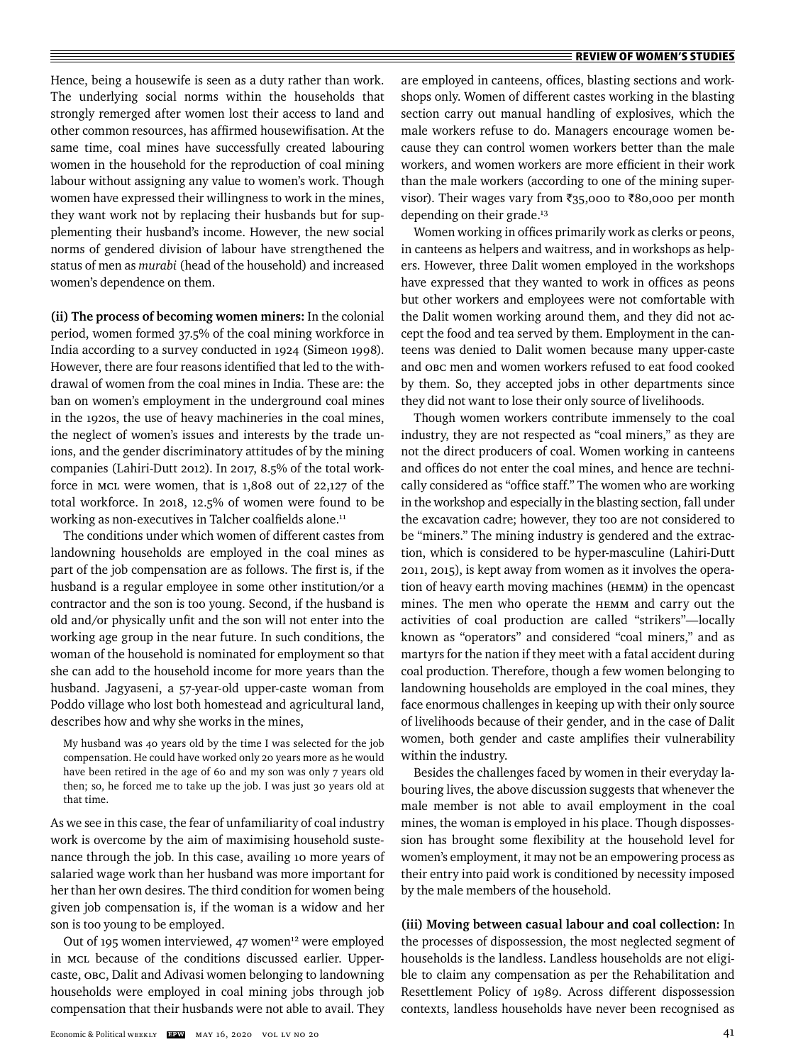Hence, being a housewife is seen as a duty rather than work. The underlying social norms within the households that strongly remerged after women lost their access to land and other common resources, has affirmed housewifisation. At the same time, coal mines have successfully created labouring women in the household for the reproduction of coal mining labour without assigning any value to women's work. Though women have expressed their willingness to work in the mines, they want work not by replacing their husbands but for supplementing their husband's income. However, the new social norms of gendered division of labour have strengthened the status of men as *murabi* (head of the household) and increased women's dependence on them.

**(ii) The process of becoming women miners:** In the colonial period, women formed 37.5% of the coal mining workforce in India according to a survey conducted in 1924 (Simeon 1998). However, there are four reasons identified that led to the withdrawal of women from the coal mines in India. These are: the ban on women's employment in the underground coal mines in the 1920s, the use of heavy machineries in the coal mines, the neglect of women's issues and interests by the trade unions, and the gender discriminatory attitudes of by the mining companies (Lahiri-Dutt 2012). In 2017, 8.5% of the total workforce in MCL were women, that is 1,808 out of 22,127 of the total workforce. In 2018, 12.5% of women were found to be working as non-executives in Talcher coalfields alone.[11]

The conditions under which women of different castes from landowning households are employed in the coal mines as part of the job compensation are as follows. The first is, if the husband is a regular employee in some other institution/or a contractor and the son is too young. Second, if the husband is old and/or physically unfit and the son will not enter into the working age group in the near future. In such conditions, the woman of the household is nominated for employment so that she can add to the household income for more years than the husband. Jagyaseni, a 57-year-old upper-caste woman from Poddo village who lost both homestead and agricultural land, describes how and why she works in the mines,

> My husband was 40 years old by the time I was selected for the job compensation. He could have worked only 20 years more as he would have been retired in the age of 60 and my son was only 7 years old then; so, he forced me to take up the job. I was just 30 years old at that time.

As we see in this case, the fear of unfamiliarity of coal industry work is overcome by the aim of maximising household sustenance through the job. In this case, availing 10 more years of salaried wage work than her husband was more important for her than her own desires. The third condition for women being given job compensation is, if the woman is a widow and her son is too young to be employed.

Out of 195 women interviewed, 47 women[12] were employed in MCL because of the conditions discussed earlier. Upper-caste, OBC, Dalit and Adivasi women belonging to landowning households were employed in coal mining jobs through job compensation that their husbands were not able to avail. They are employed in canteens, offices, blasting sections and workshops only. Women of different castes working in the blasting section carry out manual handling of explosives, which the male workers refuse to do. Managers encourage women because they can control women workers better than the male workers, and women workers are more efficient in their work than the male workers (according to one of the mining supervisor). Their wages vary from ₹35,000 to ₹80,000 per month depending on their grade.[13]

Women working in offices primarily work as clerks or peons, in canteens as helpers and waitress, and in workshops as helpers. However, three Dalit women employed in the workshops have expressed that they wanted to work in offices as peons but other workers and employees were not comfortable with the Dalit women working around them, and they did not accept the food and tea served by them. Employment in the canteens was denied to Dalit women because many upper-caste and OBC men and women workers refused to eat food cooked by them. So, they accepted jobs in other departments since they did not want to lose their only source of livelihoods.

Though women workers contribute immensely to the coal industry, they are not respected as "coal miners," as they are not the direct producers of coal. Women working in canteens and offices do not enter the coal mines, and hence are technically considered as "office staff." The women who are working in the workshop and especially in the blasting section, fall under the excavation cadre; however, they too are not considered to be "miners." The mining industry is gendered and the extraction, which is considered to be hyper-masculine (Lahiri-Dutt 2011, 2015), is kept away from women as it involves the operation of heavy earth moving machines (HEMM) in the opencast mines. The men who operate the HEMM and carry out the activities of coal production are called "strikers"—locally known as "operators" and considered "coal miners," and as martyrs for the nation if they meet with a fatal accident during coal production. Therefore, though a few women belonging to landowning households are employed in the coal mines, they face enormous challenges in keeping up with their only source of livelihoods because of their gender, and in the case of Dalit women, both gender and caste amplifies their vulnerability within the industry.

Besides the challenges faced by women in their everyday labouring lives, the above discussion suggests that whenever the male member is not able to avail employment in the coal mines, the woman is employed in his place. Though dispossession has brought some flexibility at the household level for women's employment, it may not be an empowering process as their entry into paid work is conditioned by necessity imposed by the male members of the household.

**(iii) Moving between casual labour and coal collection:** In the processes of dispossession, the most neglected segment of households is the landless. Landless households are not eligible to claim any compensation as per the Rehabilitation and Resettlement Policy of 1989. Across different dispossession contexts, landless households have never been recognised as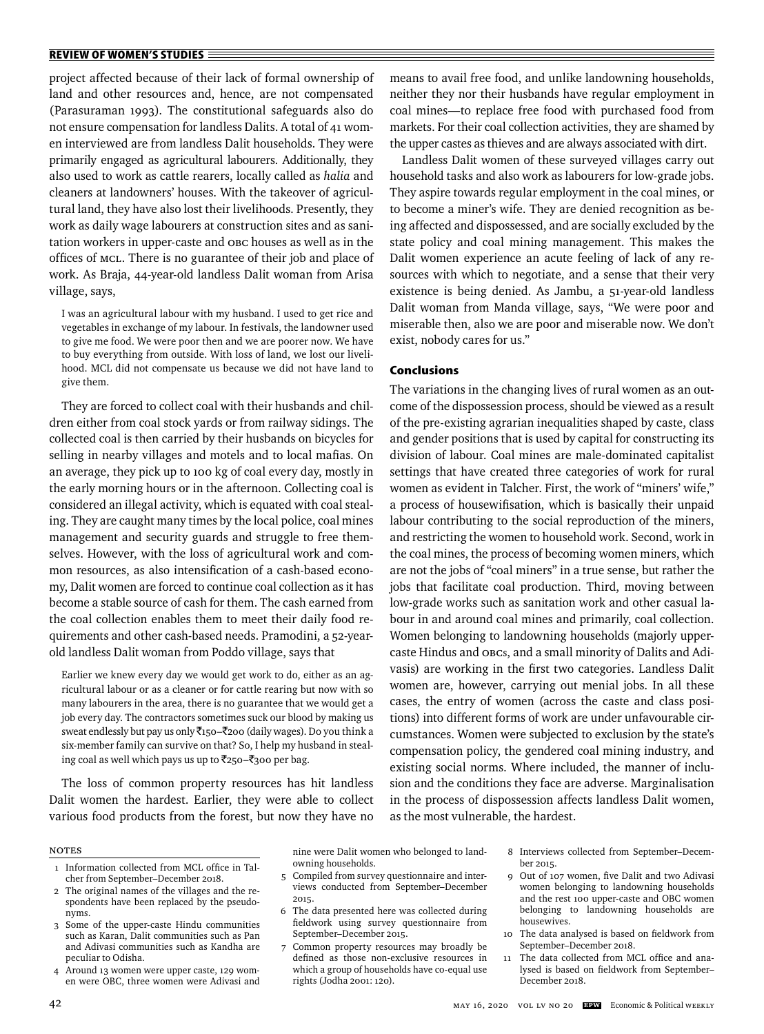project affected because of their lack of formal ownership of land and other resources and, hence, are not compensated (Parasuraman 1993). The constitutional safeguards also do not ensure compensation for landless Dalits. A total of 41 women interviewed are from landless Dalit households. They were primarily engaged as agricultural labourers. Additionally, they also used to work as cattle rearers, locally called as *halia* and cleaners at landowners' houses. With the takeover of agricultural land, they have also lost their livelihoods. Presently, they work as daily wage labourers at construction sites and as sanitation workers in upper-caste and OBC houses as well as in the offices of MCL. There is no guarantee of their job and place of work. As Braja, 44-year-old landless Dalit woman from Arisa village, says,

> I was an agricultural labour with my husband. I used to get rice and vegetables in exchange of my labour. In festivals, the landowner used to give me food. We were poor then and we are poorer now. We have to buy everything from outside. With loss of land, we lost our livelihood. MCL did not compensate us because we did not have land to give them.

They are forced to collect coal with their husbands and children either from coal stock yards or from railway sidings. The collected coal is then carried by their husbands on bicycles for selling in nearby villages and motels and to local mafias. On an average, they pick up to 100 kg of coal every day, mostly in the early morning hours or in the afternoon. Collecting coal is considered an illegal activity, which is equated with coal stealing. They are caught many times by the local police, coal mines management and security guards and struggle to free themselves. However, with the loss of agricultural work and common resources, as also intensification of a cash-based economy, Dalit women are forced to continue coal collection as it has become a stable source of cash for them. The cash earned from the coal collection enables them to meet their daily food requirements and other cash-based needs. Pramodini, a 52-year-old landless Dalit woman from Poddo village, says that

> Earlier we knew every day we would get work to do, either as an agricultural labour or as a cleaner or for cattle rearing but now with so many labourers in the area, there is no guarantee that we would get a job every day. The contractors sometimes suck our blood by making us sweat endlessly but pay us only ₹150–₹200 (daily wages). Do you think a six-member family can survive on that? So, I help my husband in stealing coal as well which pays us up to ₹250–₹300 per bag.

The loss of common property resources has hit landless Dalit women the hardest. Earlier, they were able to collect various food products from the forest, but now they have no means to avail free food, and unlike landowning households, neither they nor their husbands have regular employment in coal mines—to replace free food with purchased food from markets. For their coal collection activities, they are shamed by the upper castes as thieves and are always associated with dirt.

Landless Dalit women of these surveyed villages carry out household tasks and also work as labourers for low-grade jobs. They aspire towards regular employment in the coal mines, or to become a miner's wife. They are denied recognition as being affected and dispossessed, and are socially excluded by the state policy and coal mining management. This makes the Dalit women experience an acute feeling of lack of any resources with which to negotiate, and a sense that their very existence is being denied. As Jambu, a 51-year-old landless Dalit woman from Manda village, says, "We were poor and miserable then, also we are poor and miserable now. We don't exist, nobody cares for us."

## Conclusions

The variations in the changing lives of rural women as an outcome of the dispossession process, should be viewed as a result of the pre-existing agrarian inequalities shaped by caste, class and gender positions that is used by capital for constructing its division of labour. Coal mines are male-dominated capitalist settings that have created three categories of work for rural women as evident in Talcher. First, the work of "miners' wife," a process of housewifisation, which is basically their unpaid labour contributing to the social reproduction of the miners, and restricting the women to household work. Second, work in the coal mines, the process of becoming women miners, which are not the jobs of "coal miners" in a true sense, but rather the jobs that facilitate coal production. Third, moving between low-grade works such as sanitation work and other casual labour in and around coal mines and primarily, coal collection. Women belonging to landowning households (majorly upper-caste Hindus and OBCs, and a small minority of Dalits and Adivasis) are working in the first two categories. Landless Dalit women are, however, carrying out menial jobs. In all these cases, the entry of women (across the caste and class positions) into different forms of work are under unfavourable circumstances. Women were subjected to exclusion by the state's compensation policy, the gendered coal mining industry, and existing social norms. Where included, the manner of inclusion and the conditions they face are adverse. Marginalisation in the process of dispossession affects landless Dalit women, as the most vulnerable, the hardest.

### Notes

1. Information collected from MCL office in Talcher from September–December 2018.
2. The original names of the villages and the respondents have been replaced by the pseudonyms.
3. Some of the upper-caste Hindu communities such as Karan, Dalit communities such as Pan and Adivasi communities such as Kandha are peculiar to Odisha.
4. Around 13 women were upper caste, 129 women were OBC, three women were Adivasi and nine were Dalit women who belonged to landowning households.
5. Compiled from survey questionnaire and interviews conducted from September–December 2015.
6. The data presented here was collected during fieldwork using survey questionnaire from September–December 2015.
7. Common property resources may broadly be defined as those non-exclusive resources in which a group of households have co-equal use rights (Jodha 2001: 120).
8. Interviews collected from September–December 2015.
9. Out of 107 women, five Dalit and two Adivasi women belonging to landowning households and the rest 100 upper-caste and OBC women belonging to landowning households are housewives.
10. The data analysed is based on fieldwork from September–December 2018.
11. The data collected from MCL office and analysed is based on fieldwork from September–December 2018.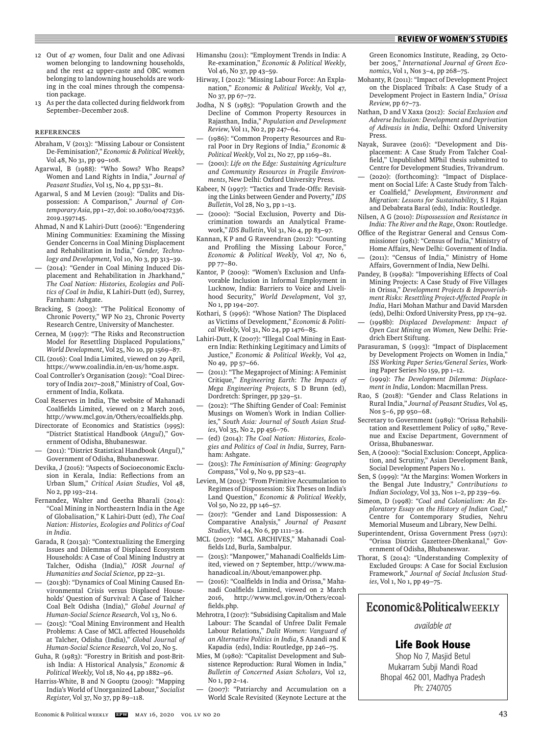12 Out of 47 women, four Dalit and one Adivasi women belonging to landowning households, and the rest 42 upper-caste and OBC women belonging to landowning households are working in the coal mines through the compensation package.

13 As per the data collected during fieldwork from September–December 2018.

## REFERENCES

Abraham, V (2013): "Missing Labour or Consistent De-Feminisation?," *Economic & Political Weekly*, Vol 48, No 31, pp 99–108.

Agarwal, B (1988): "Who Sows? Who Reaps? Women and Land Rights in India," *Journal of Peasant Studies*, Vol 15, No 4, pp 531–81.

Agarwal, S and M Levien (2019): "Dalits and Dispossession: A Comparison," *Journal of Contemporary Asia*, pp 1–27, doi: 10.1080/00472336.2019.1597145.

Ahmad, N and K Lahiri-Dutt (2006): "Engendering Mining Communities: Examining the Missing Gender Concerns in Coal Mining Displacement and Rehabilitation in India," *Gender, Technology and Development*, Vol 10, No 3, pp 313–39.

— (2014): "Gender in Coal Mining Induced Displacement and Rehabilitation in Jharkhand," *The Coal Nation: Histories, Ecologies and Politics of Coal in India*, K Lahiri-Dutt (ed), Surrey, Farnham: Ashgate.

Bracking, S (2003): "The Political Economy of Chronic Poverty," WP No 23, Chronic Poverty Research Centre, University of Manchester.

Cernea, M (1997): "The Risks and Reconstruction Model for Resettling Displaced Populations," *World Development*, Vol 25, No 10, pp 1569–87.

CIL (2016): Coal India Limited, viewed on 29 April, https://www.coalindia.in/en-us/home.aspx.

Coal Controller's Organisation (2019): "Coal Directory of India 2017–2018," Ministry of Coal, Government of India, Kolkata.

Coal Reserves in India, The website of Mahanadi Coalfields Limited, viewed on 2 March 2016, http://www.mcl.gov.in/Others/ecoalfields.php.

Directorate of Economics and Statistics (1995): "District Statistical Handbook (*Angul*)," Government of Odisha, Bhubaneswar.

— (2011): "District Statistical Handbook (*Angul*)," Government of Odisha, Bhubaneswar.

Devika, J (2016): "Aspects of Socioeconomic Exclusion in Kerala, India: Reflections from an Urban Slum," *Critical Asian Studies*, Vol 48, No 2, pp 193–214.

Fernandez, Walter and Geetha Bharali (2014): "Coal Mining in Northeastern India in the Age of Globalisation," K Lahiri-Dutt (ed), *The Coal Nation: Histories, Ecologies and Politics of Coal in India*.

Garada, R (2013a): "Contextualizing the Emerging Issues and Dilemmas of Displaced Ecosystem Households: A Case of Coal Mining Industry at Talcher, Odisha (India)," *IOSR Journal of Humanities and Social Science*, pp 22–31.

— (2013b): "Dynamics of Coal Mining Caused Environmental Crisis versus Displaced Households' Question of Survival: A Case of Talcher Coal Belt Odisha (India)," *Global Journal of Human-Social Science Research*, Vol 13, No 6.

— (2015): "Coal Mining Environment and Health Problems: A Case of MCL affected Households at Talcher, Odisha (India)," *Global Journal of Human-Social Science Research*, Vol 20, No 5.

Guha, R (1983): "Forestry in British and post-British India: A Historical Analysis," *Economic & Political Weekly*, Vol 18, No 44, pp 1882–96.

Harriss-White, B and N Gooptu (2009): "Mapping India's World of Unorganized Labour," *Socialist Register*, Vol 37, No 37, pp 89–118.

Himanshu (2011): "Employment Trends in India: A Re-examination," *Economic & Political Weekly*, Vol 46, No 37, pp 43–59.

Hirway, I (2012): "Missing Labour Force: An Explanation," *Economic & Political Weekly*, Vol 47, No 37, pp 67–72.

Jodha, N S (1985): "Population Growth and the Decline of Common Property Resources in Rajasthan, India," *Population and Development Review*, Vol 11, No 2, pp 247–64.

— (1986): "Common Property Resources and Rural Poor in Dry Regions of India," *Economic & Political Weekly*, Vol 21, No 27, pp 1169–81.

— (2001): *Life on the Edge: Sustaining Agriculture and Community Resources in Fragile Environments*, New Delhi: Oxford University Press.

Kabeer, N (1997): "Tactics and Trade-Offs: Revisiting the Links between Gender and Poverty," *IDS Bulletin*, Vol 28, No 3, pp 1–13.

— (2000): "Social Exclusion, Poverty and Discrimination towards an Analytical Framework," *IDS Bulletin*, Vol 31, No 4, pp 83–97.

Kannan, K P and G Raveendran (2012): "Counting and Profiling the Missing Labour Force," *Economic & Political Weekly*, Vol 47, No 6, pp 77–80.

Kantor, P (2009): "Women's Exclusion and Unfavorable Inclusion in Informal Employment in Lucknow, India: Barriers to Voice and Livelihood Security," *World Development*, Vol 37, No 1, pp 194–207.

Kothari, S (1996): "Whose Nation? The Displaced as Victims of Development," *Economic & Political Weekly*, Vol 31, No 24, pp 1476–85.

Lahiri-Dutt, K (2007): "Illegal Coal Mining in Eastern India: Rethinking Legitimacy and Limits of Justice," *Economic & Political Weekly*, Vol 42, No 49, pp 57–66.

— (2011): "The Megaproject of Mining: A Feminist Critique," *Engineering Earth*: *The Impacts of Mega Engineering Projects*, S D Brunn (ed), Dordrecht: Springer, pp 329–51.

— (2012): "The Shifting Gender of Coal: Feminist Musings on Women's Work in Indian Collieries," *South Asia: Journal of South Asian Studies*, Vol 35, No 2, pp 456–76.

— (ed) (2014): *The Coal Nation: Histories, Ecologies and Politics of Coal in India*, Surrey, Farnham: Ashgate.

— (2015): *The Feminisation of Mining: Geography Compass*," Vol 9, No 9, pp 523–41.

Levien, M (2015): "From Primitive Accumulation to Regimes of Dispossession: Six Theses on India's Land Question," *Economic & Political Weekly*, Vol 50, No 22, pp 146–57.

— (2017): "Gender and Land Dispossession: A Comparative Analysis," *Journal of Peasant Studies*, Vol 44, No 6, pp 1111–34.

MCL (2007): "MCL ARCHIVES," Mahanadi Coalfields Ltd, Burla, Sambalpur.

— (2015): "Manpower," Mahanadi Coalfields Limited, viewed on 7 September, http://www.mahanadicoal.in/About/emanpower.php.

— (2016): "Coalfields in India and Orissa," Mahanadi Coalfields Limited, viewed on 2 March 2016, http://www.mcl.gov.in/Others/ecoalfields.php.

Mehrotra, I (2017): "Subsidising Capitalism and Male Labour: The Scandal of Unfree Dalit Female Labour Relations," *Dalit Women*: *Vanguard of an Alternative Politics in India*, S Anandi and K Kapadia (eds), India: Routledge, pp 246–75.

Mies, M (1980): "Capitalist Development and Subsistence Reproduction: Rural Women in India," *Bulletin of Concerned Asian Scholars*, Vol 12, No 1, pp 2–14.

— (2007): "Patriarchy and Accumulation on a World Scale Revisited (Keynote Lecture at the Green Economics Institute, Reading, 29 October 2005," *International Journal of Green Economics*, Vol 1, Nos 3–4, pp 268–75.

Mohanty, R (2011): "Impact of Development Project on the Displaced Tribals: A Case Study of a Development Project in Eastern India," *Orissa Review*, pp 67–73.

Nathan, D and V Xaxa (2012): *Social Exclusion and Adverse Inclusion: Development and Deprivation of Adivasis in India*, Delhi: Oxford University Press.

Nayak, Suravee (2016): "Development and Displacement: A Case Study From Talcher Coalfield," Unpublished MPhil thesis submitted to Centre for Development Studies, Trivandrum.

— (2020): (forthcoming): "Impact of Displacement on Social Life: A Caste Study from Talcher Coalfield," *Development, Environment and Migration: Lessons for Sustainability*, S I Rajan and Debabrata Baral (eds), India: Routledge.

Nilsen, A G (2010): *Dispossession and Resistance in India: The River and the Rage*, Oxon: Routledge.

Office of the Registrar General and Census Commissioner (1981): "Census of India," Ministry of Home Affairs, New Delhi: Government of India.

— (2011): "Census of India," Ministry of Home Affairs, Government of India, New Delhi.

Pandey, B (1998a): "Impoverishing Effects of Coal Mining Projects: A Case Study of Five Villages in Orissa," *Development Projects & Impoverishment Risks: Resettling Project-Affected People in India*, Hari Mohan Mathur and David Marsden (eds), Delhi: Oxford University Press, pp 174–92.

— (1998b): *Displaced Development: Impact of Open Cast Mining on Women,* New Delhi: Friedrich Ebert Stiftung.

Parasuraman, S (1993): "Impact of Displacement by Development Projects on Women in India," *ISS Working Paper Series/General Series*, Working Paper Series No 159, pp 1–12.

— (1999): *The Development Dilemma: Displacement in India*, London: Macmillan Press.

Rao, S (2018): "Gender and Class Relations in Rural India," *Journal of Peasant Studies*, Vol 45, Nos 5–6, pp 950–68.

Secretary to Government (1989): "Orissa Rehabilitation and Resettlement Policy of 1989," Revenue and Excise Department, Government of Orissa, Bhubaneswar.

Sen, A (2000): "Social Exclusion: Concept, Application, and Scrutiny," Asian Development Bank, Social Development Papers No 1.

Sen, S (1999): "At the Margins: Women Workers in the Bengal Jute Industry," *Contributions to Indian Sociology*, Vol 33, Nos 1–2, pp 239–69.

Simeon, D (1998): "*Coal and Colonialism: An Exploratory Essay on the History of Indian Coal*," Centre for Contemporary Studies, Nehru Memorial Museum and Library, New Delhi.

Superintendent, Orissa Government Press (1971): "Orissa District Gazetteer-Dhenkanal," Government of Odisha, Bhubaneswar.

Thorat, S (2014): "Understanding Complexity of Excluded Groups: A Case for Social Exclusion Framework," *Journal of Social Inclusion Studies*, Vol 1, No 1, pp 49–75.

**Economic&PoliticalWEEKLY**

*available at*

**Life Book House**

Shop No 7, Masjid Betul
Mukarram Subji Mandi Road
Bhopal 462 001, Madhya Pradesh
Ph: 2740705